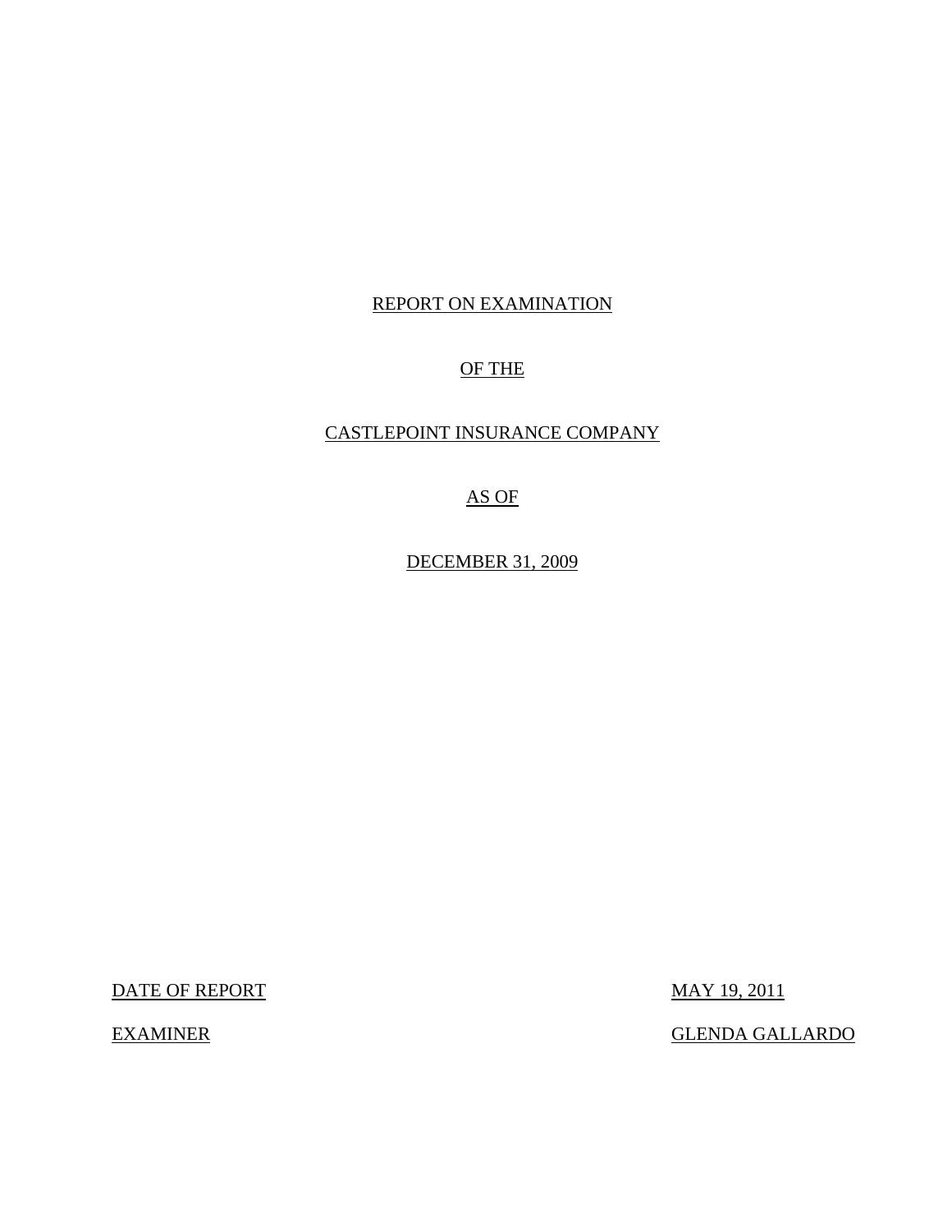REPORT ON EXAMINATION

OF THE

CASTLEPOINT INSURANCE COMPANY

AS OF

DECEMBER 31, 2009

| DATE OF REPORT | MAY 19, 2011 |
| --- | --- |
| EXAMINER | GLENDA GALLARDO |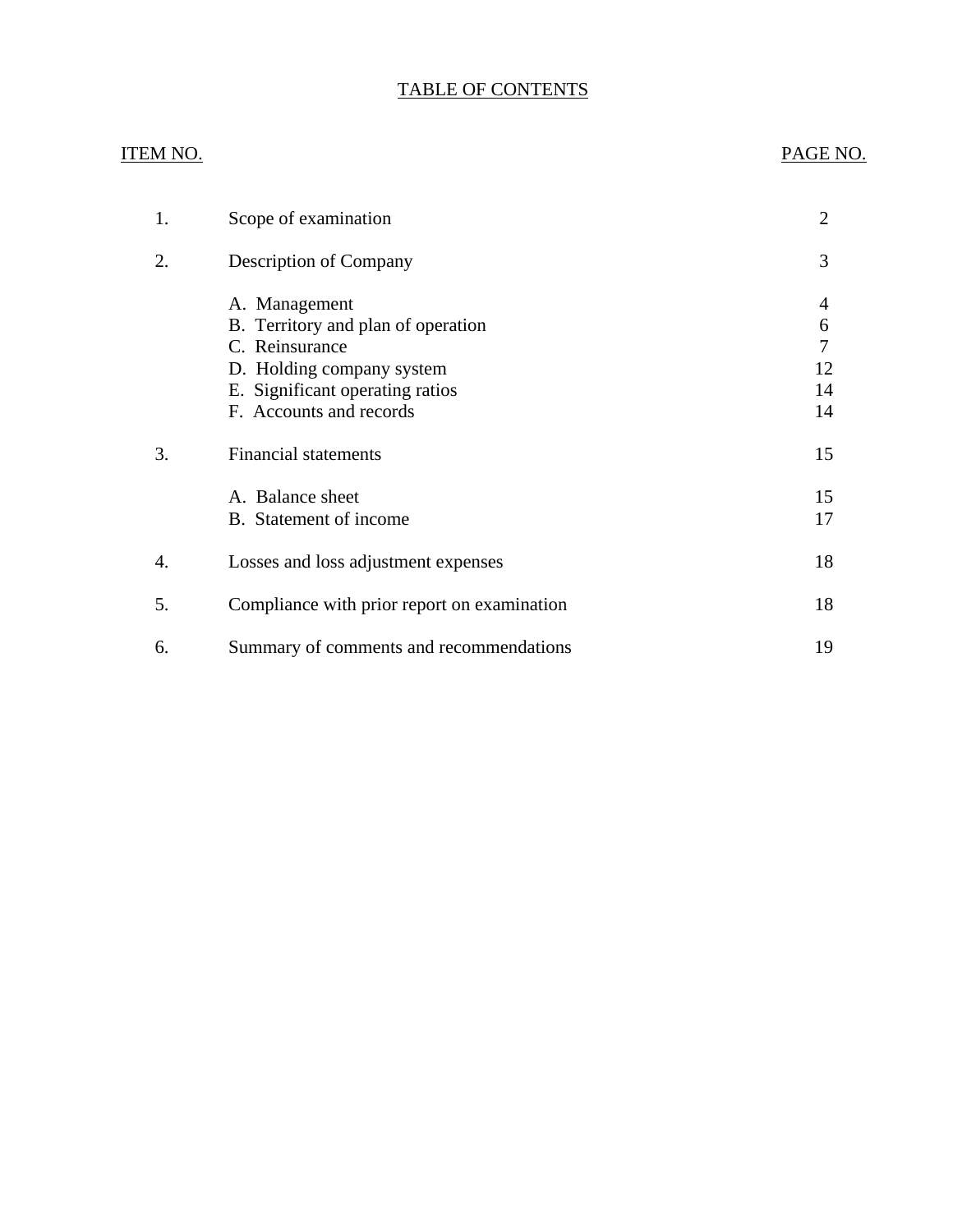# TABLE OF CONTENTS

| ITEM NO. | | PAGE NO. |
|---|---|---|
| 1. | Scope of examination | 2 |
| 2. | Description of Company | 3 |
| | A. Management | 4 |
| | B. Territory and plan of operation | 6 |
| | C. Reinsurance | 7 |
| | D. Holding company system | 12 |
| | E. Significant operating ratios | 14 |
| | F. Accounts and records | 14 |
| 3. | Financial statements | 15 |
| | A. Balance sheet | 15 |
| | B. Statement of income | 17 |
| 4. | Losses and loss adjustment expenses | 18 |
| 5. | Compliance with prior report on examination | 18 |
| 6. | Summary of comments and recommendations | 19 |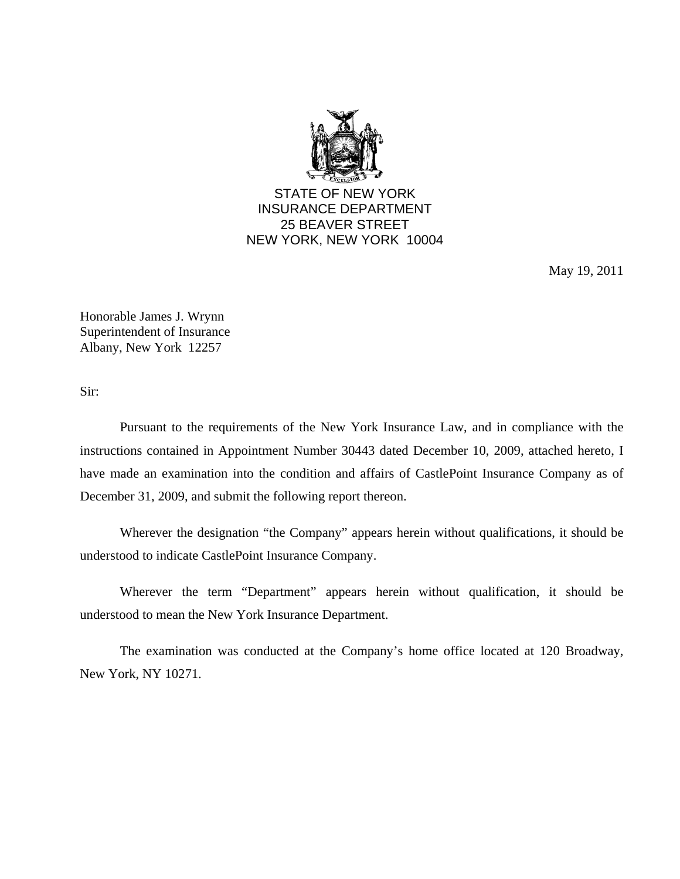STATE OF NEW YORK
INSURANCE DEPARTMENT
25 BEAVER STREET
NEW YORK, NEW YORK 10004

May 19, 2011

Honorable James J. Wrynn
Superintendent of Insurance
Albany, New York 12257

Sir:

Pursuant to the requirements of the New York Insurance Law, and in compliance with the instructions contained in Appointment Number 30443 dated December 10, 2009, attached hereto, I have made an examination into the condition and affairs of CastlePoint Insurance Company as of December 31, 2009, and submit the following report thereon.

Wherever the designation "the Company" appears herein without qualifications, it should be understood to indicate CastlePoint Insurance Company.

Wherever the term "Department" appears herein without qualification, it should be understood to mean the New York Insurance Department.

The examination was conducted at the Company's home office located at 120 Broadway, New York, NY 10271.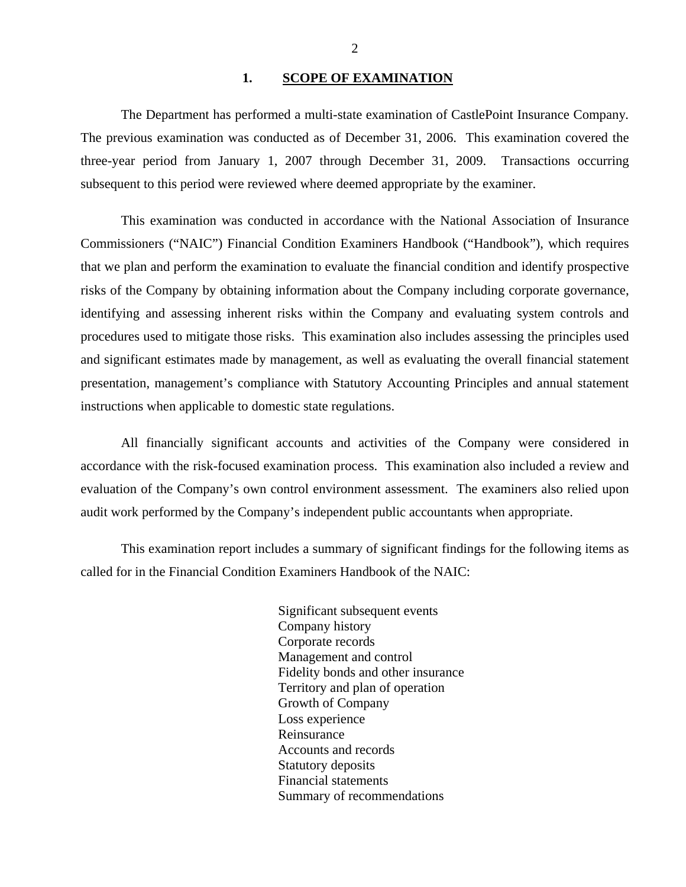## 1. SCOPE OF EXAMINATION

The Department has performed a multi-state examination of CastlePoint Insurance Company. The previous examination was conducted as of December 31, 2006. This examination covered the three-year period from January 1, 2007 through December 31, 2009. Transactions occurring subsequent to this period were reviewed where deemed appropriate by the examiner.

This examination was conducted in accordance with the National Association of Insurance Commissioners ("NAIC") Financial Condition Examiners Handbook ("Handbook"), which requires that we plan and perform the examination to evaluate the financial condition and identify prospective risks of the Company by obtaining information about the Company including corporate governance, identifying and assessing inherent risks within the Company and evaluating system controls and procedures used to mitigate those risks. This examination also includes assessing the principles used and significant estimates made by management, as well as evaluating the overall financial statement presentation, management's compliance with Statutory Accounting Principles and annual statement instructions when applicable to domestic state regulations.

All financially significant accounts and activities of the Company were considered in accordance with the risk-focused examination process. This examination also included a review and evaluation of the Company's own control environment assessment. The examiners also relied upon audit work performed by the Company's independent public accountants when appropriate.

This examination report includes a summary of significant findings for the following items as called for in the Financial Condition Examiners Handbook of the NAIC:

- Significant subsequent events
- Company history
- Corporate records
- Management and control
- Fidelity bonds and other insurance
- Territory and plan of operation
- Growth of Company
- Loss experience
- Reinsurance
- Accounts and records
- Statutory deposits
- Financial statements
- Summary of recommendations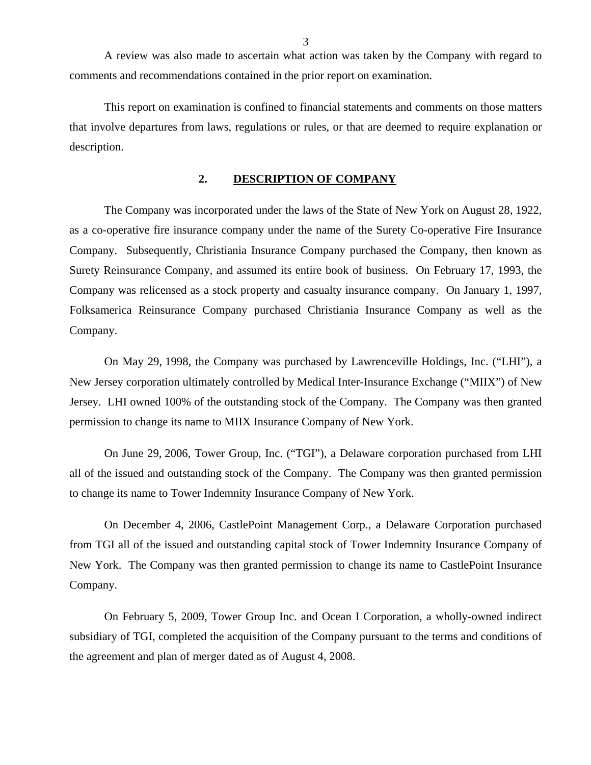A review was also made to ascertain what action was taken by the Company with regard to comments and recommendations contained in the prior report on examination.

This report on examination is confined to financial statements and comments on those matters that involve departures from laws, regulations or rules, or that are deemed to require explanation or description.

## 2. DESCRIPTION OF COMPANY

The Company was incorporated under the laws of the State of New York on August 28, 1922, as a co-operative fire insurance company under the name of the Surety Co-operative Fire Insurance Company. Subsequently, Christiania Insurance Company purchased the Company, then known as Surety Reinsurance Company, and assumed its entire book of business. On February 17, 1993, the Company was relicensed as a stock property and casualty insurance company. On January 1, 1997, Folksamerica Reinsurance Company purchased Christiania Insurance Company as well as the Company.

On May 29, 1998, the Company was purchased by Lawrenceville Holdings, Inc. ("LHI"), a New Jersey corporation ultimately controlled by Medical Inter-Insurance Exchange ("MIIX") of New Jersey. LHI owned 100% of the outstanding stock of the Company. The Company was then granted permission to change its name to MIIX Insurance Company of New York.

On June 29, 2006, Tower Group, Inc. ("TGI"), a Delaware corporation purchased from LHI all of the issued and outstanding stock of the Company. The Company was then granted permission to change its name to Tower Indemnity Insurance Company of New York.

On December 4, 2006, CastlePoint Management Corp., a Delaware Corporation purchased from TGI all of the issued and outstanding capital stock of Tower Indemnity Insurance Company of New York. The Company was then granted permission to change its name to CastlePoint Insurance Company.

On February 5, 2009, Tower Group Inc. and Ocean I Corporation, a wholly-owned indirect subsidiary of TGI, completed the acquisition of the Company pursuant to the terms and conditions of the agreement and plan of merger dated as of August 4, 2008.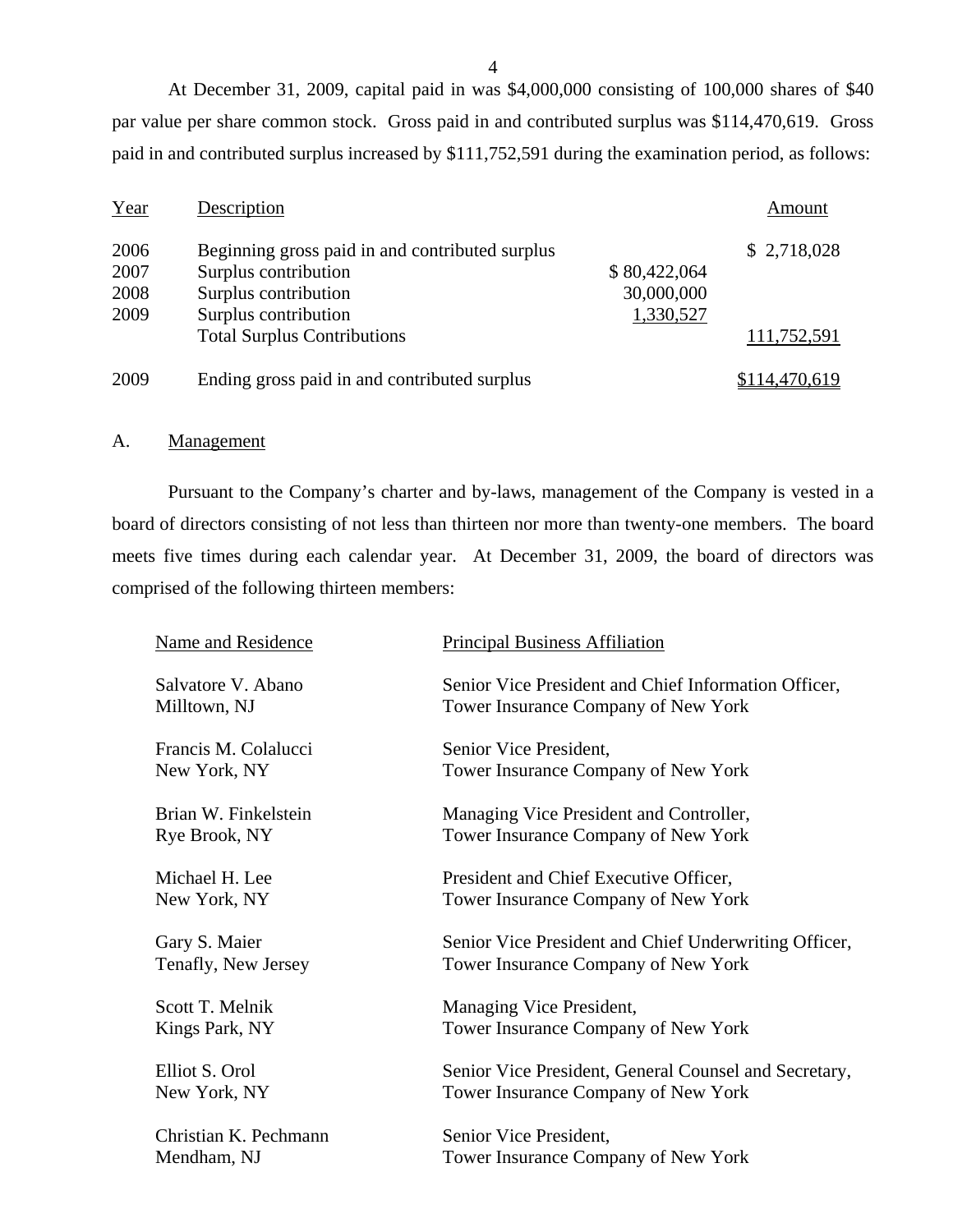At December 31, 2009, capital paid in was $4,000,000 consisting of 100,000 shares of $40 par value per share common stock. Gross paid in and contributed surplus was $114,470,619. Gross paid in and contributed surplus increased by $111,752,591 during the examination period, as follows:

| Year | Description | | Amount |
|---|---|---|---|
| 2006 | Beginning gross paid in and contributed surplus | | $ 2,718,028 |
| 2007 | Surplus contribution | $ 80,422,064 | |
| 2008 | Surplus contribution | 30,000,000 | |
| 2009 | Surplus contribution | 1,330,527 | |
| | Total Surplus Contributions | | 111,752,591 |
| 2009 | Ending gross paid in and contributed surplus | | $114,470,619 |

## A. Management

Pursuant to the Company's charter and by-laws, management of the Company is vested in a board of directors consisting of not less than thirteen nor more than twenty-one members. The board meets five times during each calendar year. At December 31, 2009, the board of directors was comprised of the following thirteen members:

| Name and Residence | Principal Business Affiliation |
|---|---|
| Salvatore V. Abano<br>Milltown, NJ | Senior Vice President and Chief Information Officer,<br>Tower Insurance Company of New York |
| Francis M. Colalucci<br>New York, NY | Senior Vice President,<br>Tower Insurance Company of New York |
| Brian W. Finkelstein<br>Rye Brook, NY | Managing Vice President and Controller,<br>Tower Insurance Company of New York |
| Michael H. Lee<br>New York, NY | President and Chief Executive Officer,<br>Tower Insurance Company of New York |
| Gary S. Maier<br>Tenafly, New Jersey | Senior Vice President and Chief Underwriting Officer,<br>Tower Insurance Company of New York |
| Scott T. Melnik<br>Kings Park, NY | Managing Vice President,<br>Tower Insurance Company of New York |
| Elliot S. Orol<br>New York, NY | Senior Vice President, General Counsel and Secretary,<br>Tower Insurance Company of New York |
| Christian K. Pechmann<br>Mendham, NJ | Senior Vice President,<br>Tower Insurance Company of New York |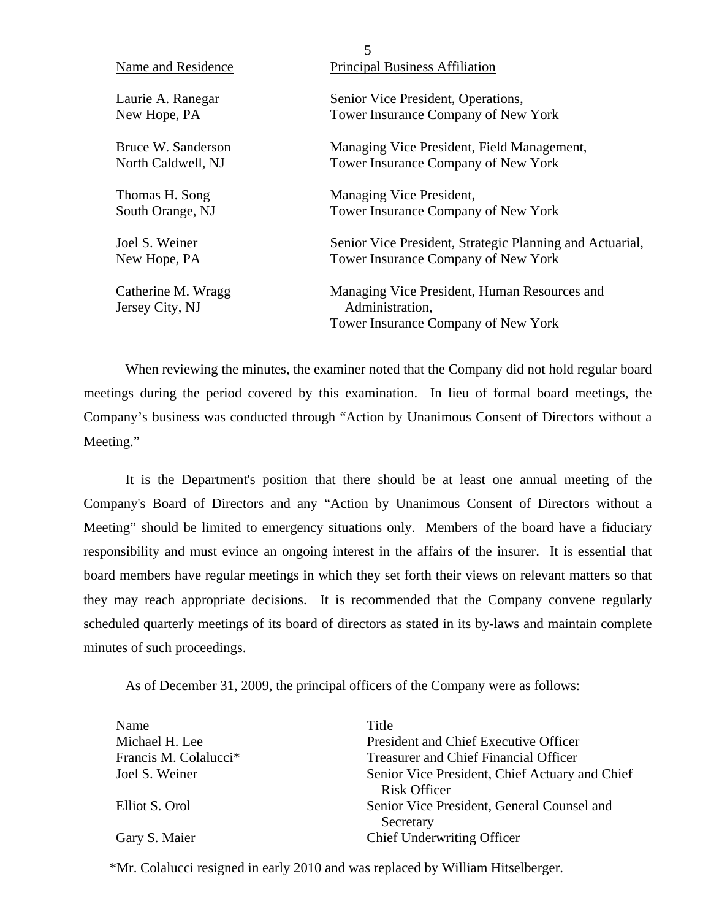| Name and Residence | Principal Business Affiliation |
|---|---|
| Laurie A. Ranegar<br>New Hope, PA | Senior Vice President, Operations,<br>Tower Insurance Company of New York |
| Bruce W. Sanderson<br>North Caldwell, NJ | Managing Vice President, Field Management,<br>Tower Insurance Company of New York |
| Thomas H. Song<br>South Orange, NJ | Managing Vice President,<br>Tower Insurance Company of New York |
| Joel S. Weiner<br>New Hope, PA | Senior Vice President, Strategic Planning and Actuarial,<br>Tower Insurance Company of New York |
| Catherine M. Wragg<br>Jersey City, NJ | Managing Vice President, Human Resources and Administration,<br>Tower Insurance Company of New York |

When reviewing the minutes, the examiner noted that the Company did not hold regular board meetings during the period covered by this examination. In lieu of formal board meetings, the Company's business was conducted through "Action by Unanimous Consent of Directors without a Meeting."

It is the Department's position that there should be at least one annual meeting of the Company's Board of Directors and any "Action by Unanimous Consent of Directors without a Meeting" should be limited to emergency situations only. Members of the board have a fiduciary responsibility and must evince an ongoing interest in the affairs of the insurer. It is essential that board members have regular meetings in which they set forth their views on relevant matters so that they may reach appropriate decisions. It is recommended that the Company convene regularly scheduled quarterly meetings of its board of directors as stated in its by-laws and maintain complete minutes of such proceedings.

As of December 31, 2009, the principal officers of the Company were as follows:

| Name | Title |
|---|---|
| Michael H. Lee | President and Chief Executive Officer |
| Francis M. Colalucci* | Treasurer and Chief Financial Officer |
| Joel S. Weiner | Senior Vice President, Chief Actuary and Chief Risk Officer |
| Elliot S. Orol | Senior Vice President, General Counsel and Secretary |
| Gary S. Maier | Chief Underwriting Officer |

*Mr. Colalucci resigned in early 2010 and was replaced by William Hitselberger.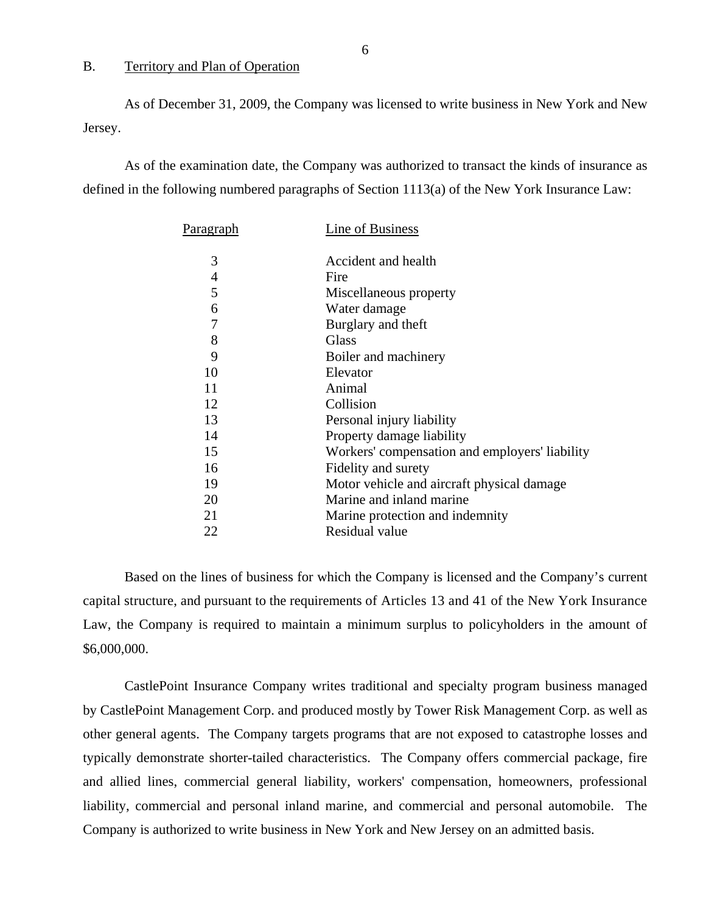## B. Territory and Plan of Operation

As of December 31, 2009, the Company was licensed to write business in New York and New Jersey.

As of the examination date, the Company was authorized to transact the kinds of insurance as defined in the following numbered paragraphs of Section 1113(a) of the New York Insurance Law:

| Paragraph | Line of Business |
|---|---|
| 3 | Accident and health |
| 4 | Fire |
| 5 | Miscellaneous property |
| 6 | Water damage |
| 7 | Burglary and theft |
| 8 | Glass |
| 9 | Boiler and machinery |
| 10 | Elevator |
| 11 | Animal |
| 12 | Collision |
| 13 | Personal injury liability |
| 14 | Property damage liability |
| 15 | Workers' compensation and employers' liability |
| 16 | Fidelity and surety |
| 19 | Motor vehicle and aircraft physical damage |
| 20 | Marine and inland marine |
| 21 | Marine protection and indemnity |
| 22 | Residual value |

Based on the lines of business for which the Company is licensed and the Company's current capital structure, and pursuant to the requirements of Articles 13 and 41 of the New York Insurance Law, the Company is required to maintain a minimum surplus to policyholders in the amount of $6,000,000.

CastlePoint Insurance Company writes traditional and specialty program business managed by CastlePoint Management Corp. and produced mostly by Tower Risk Management Corp. as well as other general agents. The Company targets programs that are not exposed to catastrophe losses and typically demonstrate shorter-tailed characteristics. The Company offers commercial package, fire and allied lines, commercial general liability, workers' compensation, homeowners, professional liability, commercial and personal inland marine, and commercial and personal automobile. The Company is authorized to write business in New York and New Jersey on an admitted basis.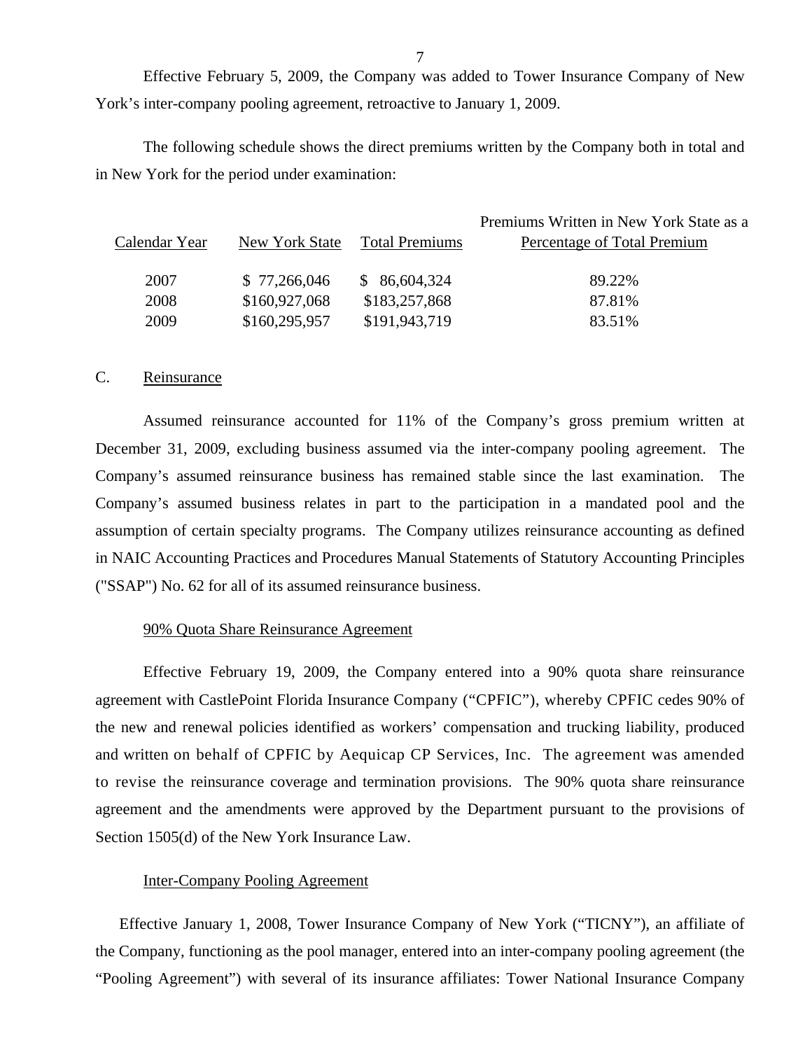Effective February 5, 2009, the Company was added to Tower Insurance Company of New York's inter-company pooling agreement, retroactive to January 1, 2009.

The following schedule shows the direct premiums written by the Company both in total and in New York for the period under examination:

| Calendar Year | New York State | Total Premiums | Premiums Written in New York State as a Percentage of Total Premium |
|---|---|---|---|
| 2007 | $ 77,266,046 | $ 86,604,324 | 89.22% |
| 2008 | $160,927,068 | $183,257,868 | 87.81% |
| 2009 | $160,295,957 | $191,943,719 | 83.51% |

## C. Reinsurance

Assumed reinsurance accounted for 11% of the Company's gross premium written at December 31, 2009, excluding business assumed via the inter-company pooling agreement. The Company's assumed reinsurance business has remained stable since the last examination. The Company's assumed business relates in part to the participation in a mandated pool and the assumption of certain specialty programs. The Company utilizes reinsurance accounting as defined in NAIC Accounting Practices and Procedures Manual Statements of Statutory Accounting Principles ("SSAP") No. 62 for all of its assumed reinsurance business.

### 90% Quota Share Reinsurance Agreement

Effective February 19, 2009, the Company entered into a 90% quota share reinsurance agreement with CastlePoint Florida Insurance Company ("CPFIC"), whereby CPFIC cedes 90% of the new and renewal policies identified as workers' compensation and trucking liability, produced and written on behalf of CPFIC by Aequicap CP Services, Inc. The agreement was amended to revise the reinsurance coverage and termination provisions. The 90% quota share reinsurance agreement and the amendments were approved by the Department pursuant to the provisions of Section 1505(d) of the New York Insurance Law.

### Inter-Company Pooling Agreement

Effective January 1, 2008, Tower Insurance Company of New York ("TICNY"), an affiliate of the Company, functioning as the pool manager, entered into an inter-company pooling agreement (the "Pooling Agreement") with several of its insurance affiliates: Tower National Insurance Company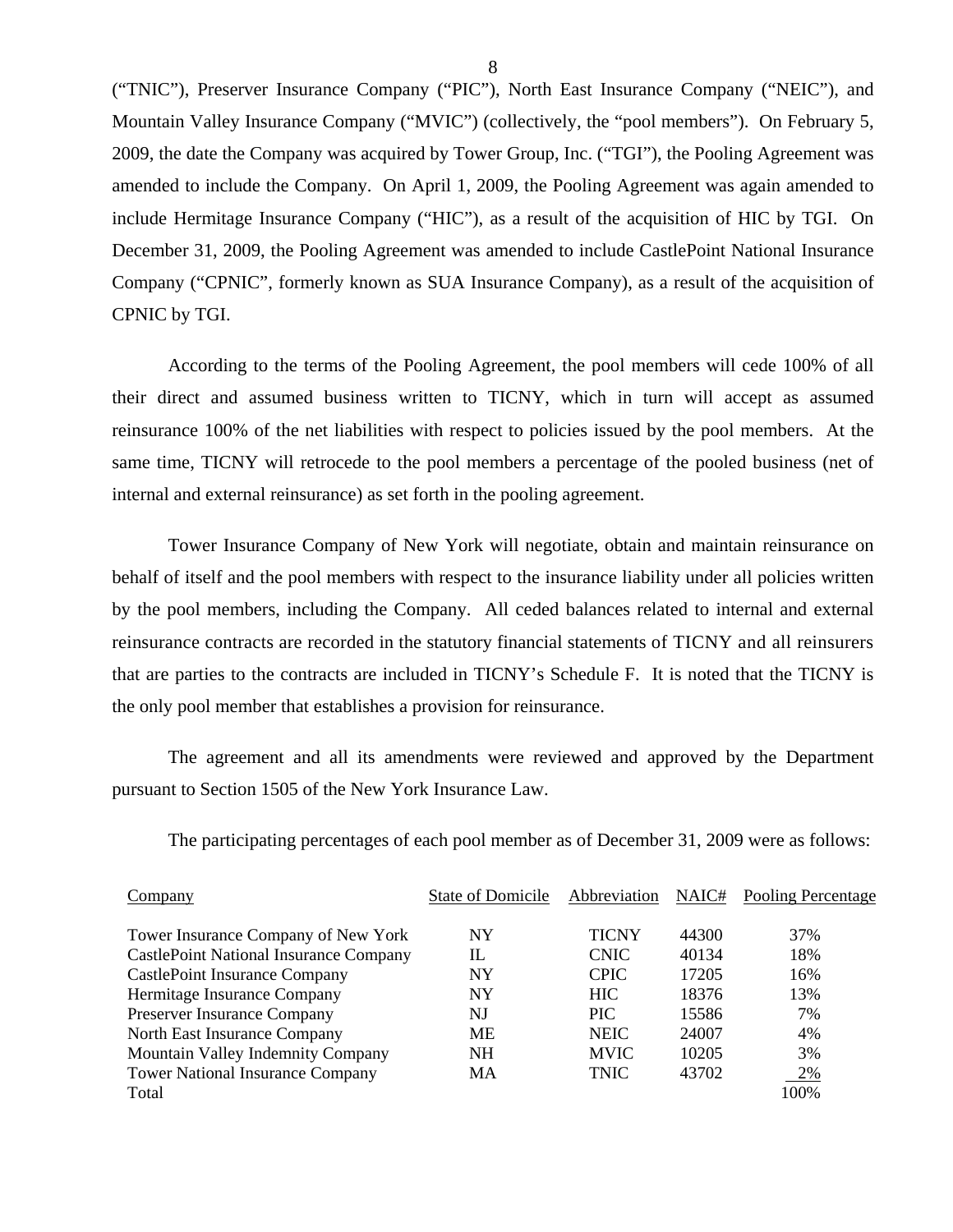("TNIC"), Preserver Insurance Company ("PIC"), North East Insurance Company ("NEIC"), and Mountain Valley Insurance Company ("MVIC") (collectively, the "pool members"). On February 5, 2009, the date the Company was acquired by Tower Group, Inc. ("TGI"), the Pooling Agreement was amended to include the Company. On April 1, 2009, the Pooling Agreement was again amended to include Hermitage Insurance Company ("HIC"), as a result of the acquisition of HIC by TGI. On December 31, 2009, the Pooling Agreement was amended to include CastlePoint National Insurance Company ("CPNIC", formerly known as SUA Insurance Company), as a result of the acquisition of CPNIC by TGI.

According to the terms of the Pooling Agreement, the pool members will cede 100% of all their direct and assumed business written to TICNY, which in turn will accept as assumed reinsurance 100% of the net liabilities with respect to policies issued by the pool members. At the same time, TICNY will retrocede to the pool members a percentage of the pooled business (net of internal and external reinsurance) as set forth in the pooling agreement.

Tower Insurance Company of New York will negotiate, obtain and maintain reinsurance on behalf of itself and the pool members with respect to the insurance liability under all policies written by the pool members, including the Company. All ceded balances related to internal and external reinsurance contracts are recorded in the statutory financial statements of TICNY and all reinsurers that are parties to the contracts are included in TICNY's Schedule F. It is noted that the TICNY is the only pool member that establishes a provision for reinsurance.

The agreement and all its amendments were reviewed and approved by the Department pursuant to Section 1505 of the New York Insurance Law.

The participating percentages of each pool member as of December 31, 2009 were as follows:

| Company | State of Domicile | Abbreviation | NAIC# | Pooling Percentage |
|---|---|---|---|---|
| Tower Insurance Company of New York | NY | TICNY | 44300 | 37% |
| CastlePoint National Insurance Company | IL | CNIC | 40134 | 18% |
| CastlePoint Insurance Company | NY | CPIC | 17205 | 16% |
| Hermitage Insurance Company | NY | HIC | 18376 | 13% |
| Preserver Insurance Company | NJ | PIC | 15586 | 7% |
| North East Insurance Company | ME | NEIC | 24007 | 4% |
| Mountain Valley Indemnity Company | NH | MVIC | 10205 | 3% |
| Tower National Insurance Company | MA | TNIC | 43702 | 2% |
| Total | | | | 100% |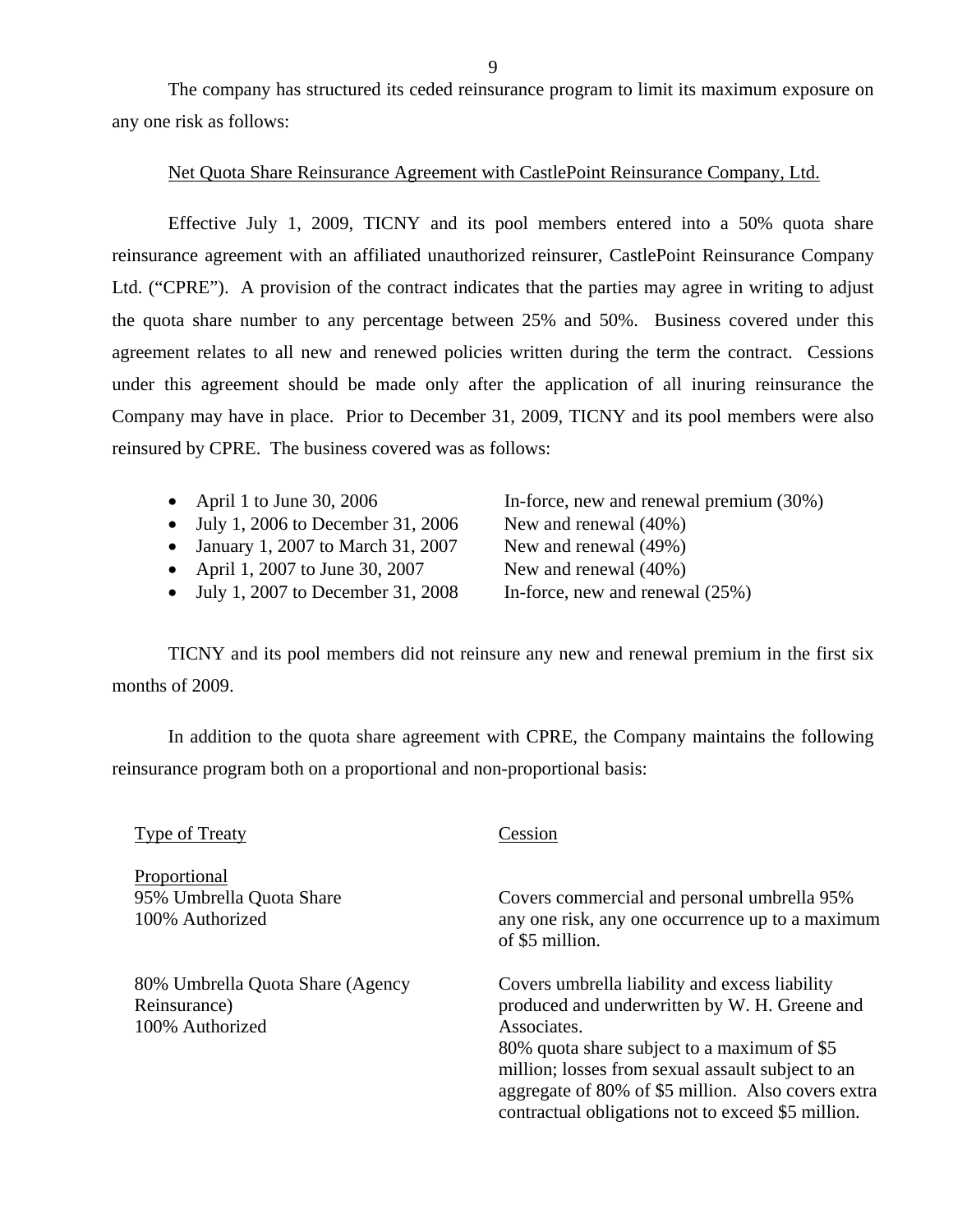The company has structured its ceded reinsurance program to limit its maximum exposure on any one risk as follows:

Net Quota Share Reinsurance Agreement with CastlePoint Reinsurance Company, Ltd.

Effective July 1, 2009, TICNY and its pool members entered into a 50% quota share reinsurance agreement with an affiliated unauthorized reinsurer, CastlePoint Reinsurance Company Ltd. ("CPRE"). A provision of the contract indicates that the parties may agree in writing to adjust the quota share number to any percentage between 25% and 50%. Business covered under this agreement relates to all new and renewed policies written during the term the contract. Cessions under this agreement should be made only after the application of all inuring reinsurance the Company may have in place. Prior to December 31, 2009, TICNY and its pool members were also reinsured by CPRE. The business covered was as follows:

- April 1 to June 30, 2006 — In-force, new and renewal premium (30%)
- July 1, 2006 to December 31, 2006 — New and renewal (40%)
- January 1, 2007 to March 31, 2007 — New and renewal (49%)
- April 1, 2007 to June 30, 2007 — New and renewal (40%)
- July 1, 2007 to December 31, 2008 — In-force, new and renewal (25%)

TICNY and its pool members did not reinsure any new and renewal premium in the first six months of 2009.

In addition to the quota share agreement with CPRE, the Company maintains the following reinsurance program both on a proportional and non-proportional basis:

| Type of Treaty | Cession |
|---|---|
| Proportional | |
| 95% Umbrella Quota Share<br>100% Authorized | Covers commercial and personal umbrella 95% any one risk, any one occurrence up to a maximum of $5 million. |
| 80% Umbrella Quota Share (Agency Reinsurance)<br>100% Authorized | Covers umbrella liability and excess liability produced and underwritten by W. H. Greene and Associates.<br>80% quota share subject to a maximum of $5 million; losses from sexual assault subject to an aggregate of 80% of $5 million. Also covers extra contractual obligations not to exceed $5 million. |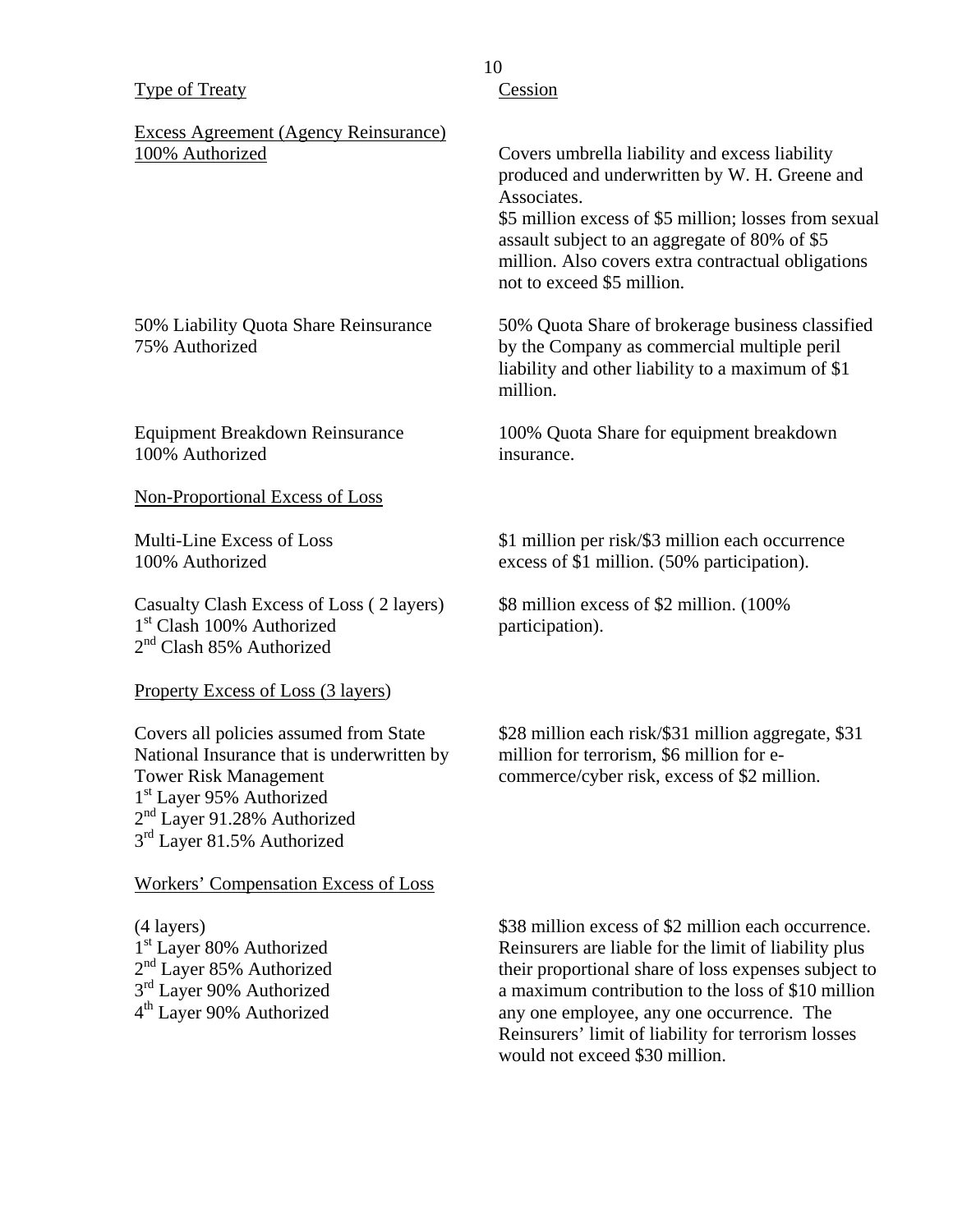| Type of Treaty | Cession |
|---|---|
| Excess Agreement (Agency Reinsurance)<br>100% Authorized | Covers umbrella liability and excess liability produced and underwritten by W. H. Greene and Associates.<br>$5 million excess of $5 million; losses from sexual assault subject to an aggregate of 80% of $5 million. Also covers extra contractual obligations not to exceed $5 million. |
| 50% Liability Quota Share Reinsurance<br>75% Authorized | 50% Quota Share of brokerage business classified by the Company as commercial multiple peril liability and other liability to a maximum of $1 million. |
| Equipment Breakdown Reinsurance<br>100% Authorized | 100% Quota Share for equipment breakdown insurance. |
| Non-Proportional Excess of Loss | |
| Multi-Line Excess of Loss<br>100% Authorized | $1 million per risk/$3 million each occurrence excess of $1 million. (50% participation). |
| Casualty Clash Excess of Loss ( 2 layers)<br>1st Clash 100% Authorized<br>2nd Clash 85% Authorized | $8 million excess of $2 million. (100% participation). |
| Property Excess of Loss (3 layers) | |
| Covers all policies assumed from State National Insurance that is underwritten by Tower Risk Management<br>1st Layer 95% Authorized<br>2nd Layer 91.28% Authorized<br>3rd Layer 81.5% Authorized | $28 million each risk/$31 million aggregate, $31 million for terrorism, $6 million for e-commerce/cyber risk, excess of $2 million. |
| Workers' Compensation Excess of Loss | |
| (4 layers)<br>1st Layer 80% Authorized<br>2nd Layer 85% Authorized<br>3rd Layer 90% Authorized<br>4th Layer 90% Authorized | $38 million excess of $2 million each occurrence. Reinsurers are liable for the limit of liability plus their proportional share of loss expenses subject to a maximum contribution to the loss of $10 million any one employee, any one occurrence. The Reinsurers' limit of liability for terrorism losses would not exceed $30 million. |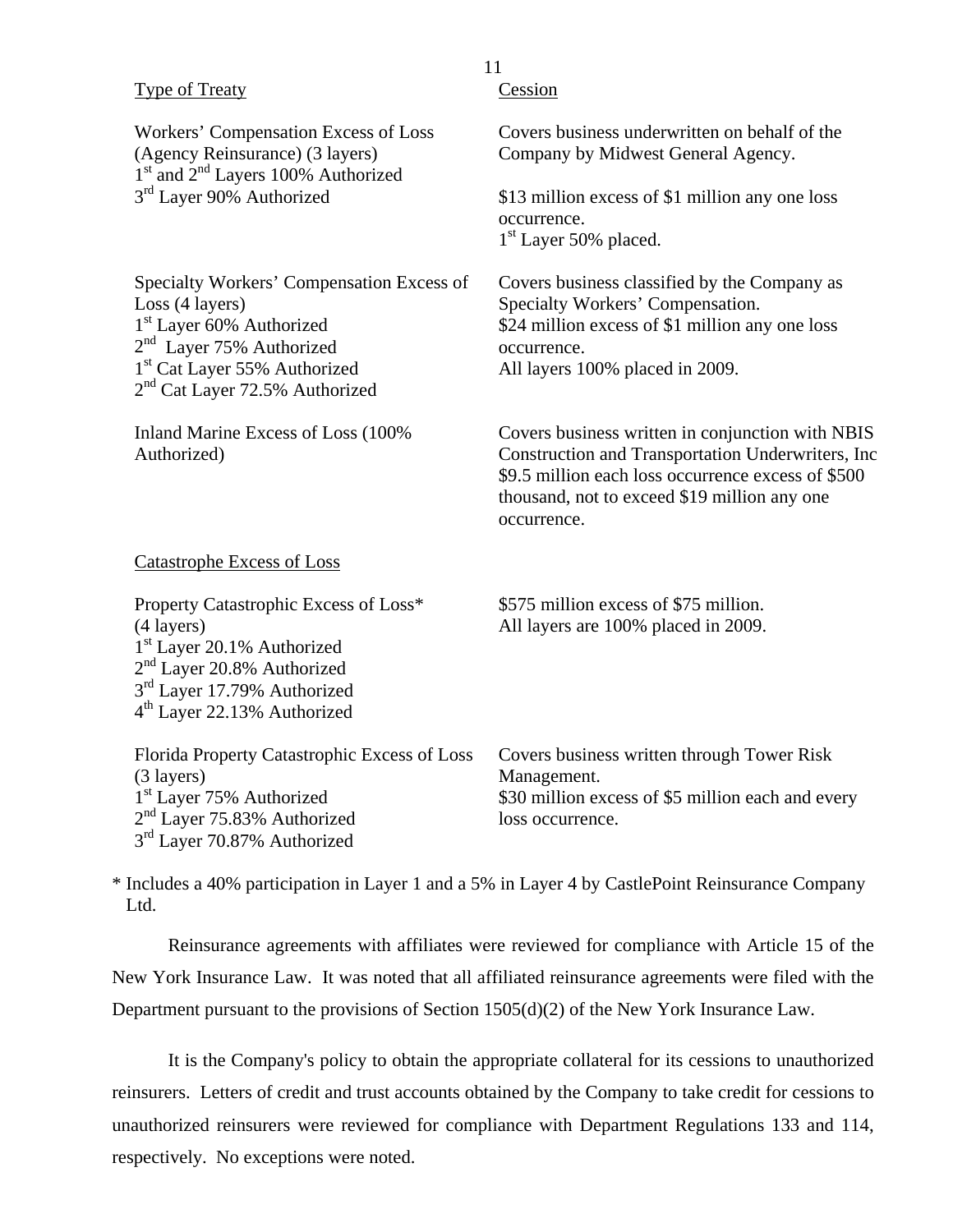| Type of Treaty | Cession |
|---|---|
| Workers' Compensation Excess of Loss (Agency Reinsurance) (3 layers)<br>1st and 2nd Layers 100% Authorized<br>3rd Layer 90% Authorized | Covers business underwritten on behalf of the Company by Midwest General Agency.<br><br>$13 million excess of $1 million any one loss occurrence.<br>1st Layer 50% placed. |
| Specialty Workers' Compensation Excess of Loss (4 layers)<br>1st Layer 60% Authorized<br>2nd Layer 75% Authorized<br>1st Cat Layer 55% Authorized<br>2nd Cat Layer 72.5% Authorized | Covers business classified by the Company as Specialty Workers' Compensation.<br>$24 million excess of $1 million any one loss occurrence.<br>All layers 100% placed in 2009. |
| Inland Marine Excess of Loss (100% Authorized) | Covers business written in conjunction with NBIS Construction and Transportation Underwriters, Inc $9.5 million each loss occurrence excess of $500 thousand, not to exceed $19 million any one occurrence. |
| Catastrophe Excess of Loss | |
| Property Catastrophic Excess of Loss*<br>(4 layers)<br>1st Layer 20.1% Authorized<br>2nd Layer 20.8% Authorized<br>3rd Layer 17.79% Authorized<br>4th Layer 22.13% Authorized | $575 million excess of $75 million.<br>All layers are 100% placed in 2009. |
| Florida Property Catastrophic Excess of Loss (3 layers)<br>1st Layer 75% Authorized<br>2nd Layer 75.83% Authorized<br>3rd Layer 70.87% Authorized | Covers business written through Tower Risk Management.<br>$30 million excess of $5 million each and every loss occurrence. |

* Includes a 40% participation in Layer 1 and a 5% in Layer 4 by CastlePoint Reinsurance Company Ltd.

Reinsurance agreements with affiliates were reviewed for compliance with Article 15 of the New York Insurance Law. It was noted that all affiliated reinsurance agreements were filed with the Department pursuant to the provisions of Section 1505(d)(2) of the New York Insurance Law.

It is the Company's policy to obtain the appropriate collateral for its cessions to unauthorized reinsurers. Letters of credit and trust accounts obtained by the Company to take credit for cessions to unauthorized reinsurers were reviewed for compliance with Department Regulations 133 and 114, respectively. No exceptions were noted.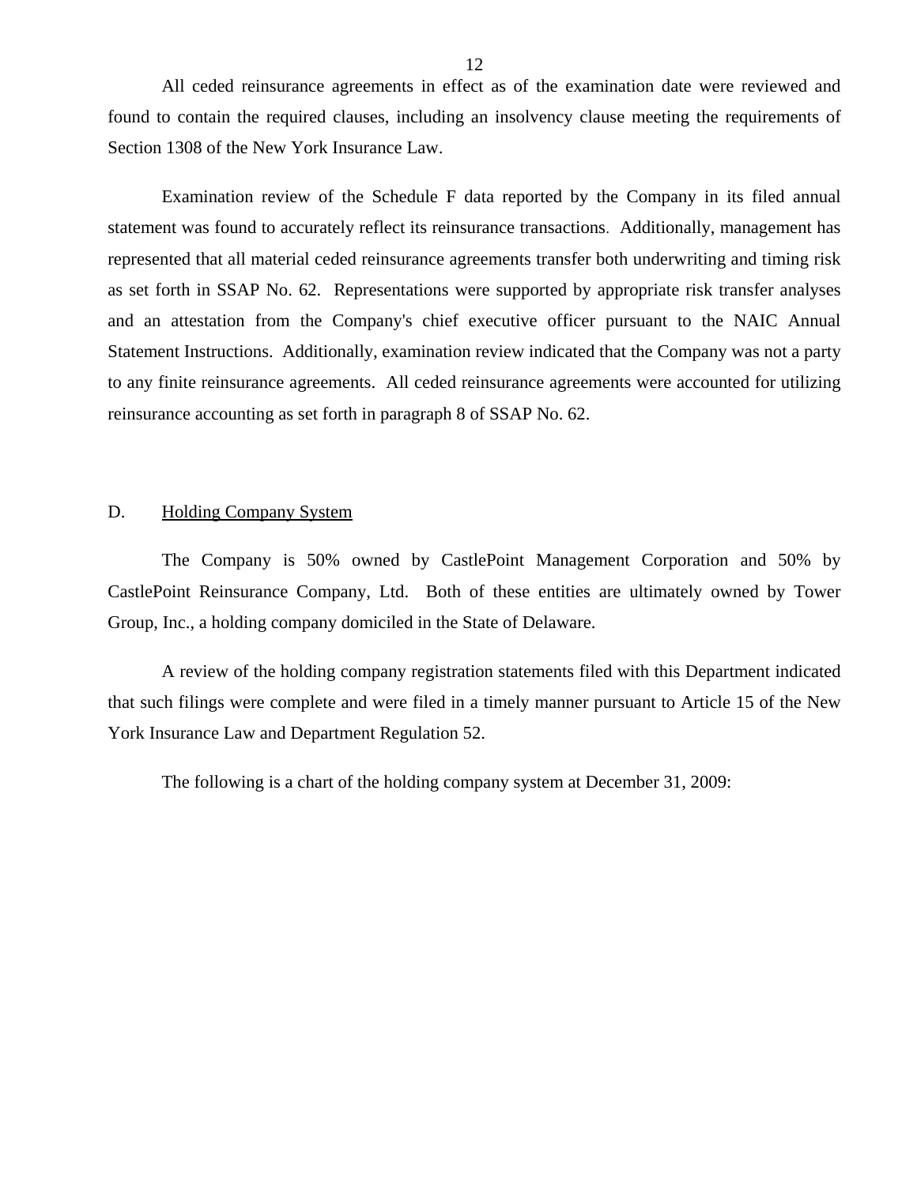All ceded reinsurance agreements in effect as of the examination date were reviewed and found to contain the required clauses, including an insolvency clause meeting the requirements of Section 1308 of the New York Insurance Law.

Examination review of the Schedule F data reported by the Company in its filed annual statement was found to accurately reflect its reinsurance transactions. Additionally, management has represented that all material ceded reinsurance agreements transfer both underwriting and timing risk as set forth in SSAP No. 62. Representations were supported by appropriate risk transfer analyses and an attestation from the Company's chief executive officer pursuant to the NAIC Annual Statement Instructions. Additionally, examination review indicated that the Company was not a party to any finite reinsurance agreements. All ceded reinsurance agreements were accounted for utilizing reinsurance accounting as set forth in paragraph 8 of SSAP No. 62.

## D. Holding Company System

The Company is 50% owned by CastlePoint Management Corporation and 50% by CastlePoint Reinsurance Company, Ltd. Both of these entities are ultimately owned by Tower Group, Inc., a holding company domiciled in the State of Delaware.

A review of the holding company registration statements filed with this Department indicated that such filings were complete and were filed in a timely manner pursuant to Article 15 of the New York Insurance Law and Department Regulation 52.

The following is a chart of the holding company system at December 31, 2009: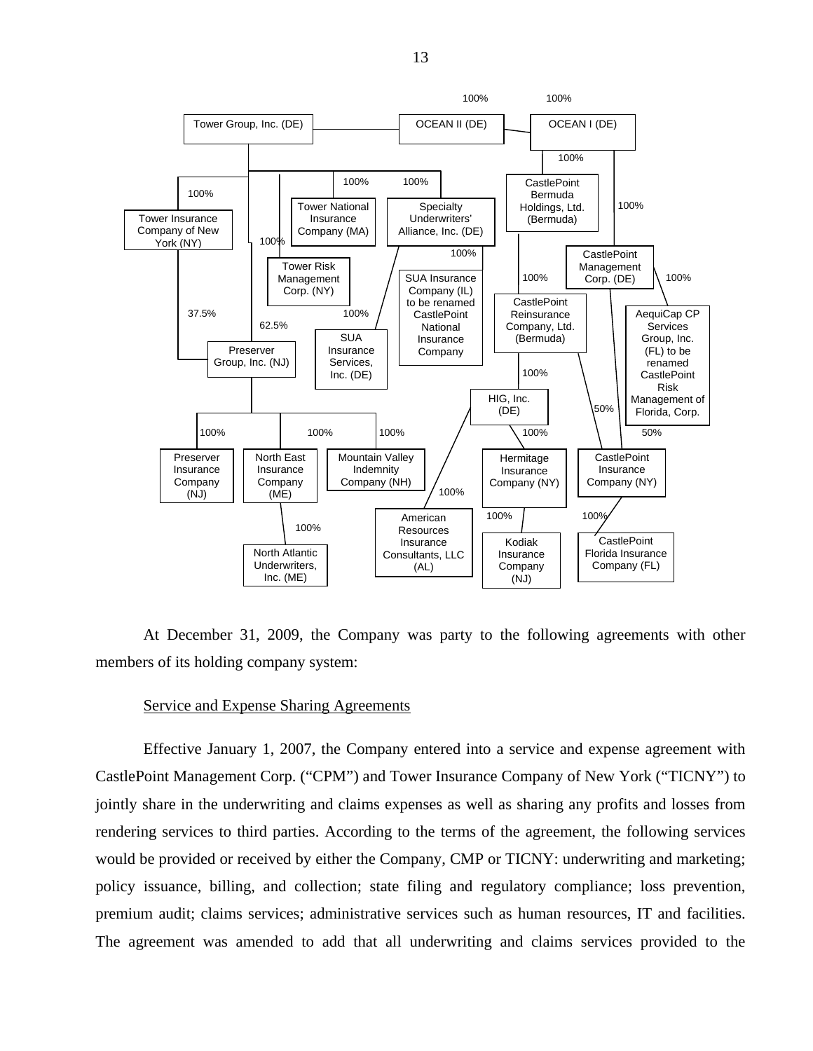- Tower Group, Inc. (DE)
  - OCEAN II (DE) – 100%
    - OCEAN I (DE) – 100%
      - CastlePoint Bermuda Holdings, Ltd. (Bermuda) – 100%
        - CastlePoint Reinsurance Company, Ltd. (Bermuda) – 100%
          - HIG, Inc. (DE) – 100%
            - Hermitage Insurance Company (NY) – 100%
              - Kodiak Insurance Company (NJ) – 100%
            - American Resources Insurance Consultants, LLC (AL) – 100%
          - CastlePoint Insurance Company (NY) – 50%
      - CastlePoint Management Corp. (DE) – 100%
        - AequiCap CP Services Group, Inc. (FL) to be renamed CastlePoint Risk Management of Florida, Corp. – 100%
        - CastlePoint Insurance Company (NY) – 50%
          - CastlePoint Florida Insurance Company (FL) – 100%
  - Tower Insurance Company of New York (NY) – 100%
    - Preserver Group, Inc. (NJ) – 37.5%
  - Tower Risk Management Corp. (NY) – 100%
  - Tower National Insurance Company (MA) – 100%
  - Specialty Underwriters' Alliance, Inc. (DE) – 100%
    - SUA Insurance Company (IL) to be renamed CastlePoint National Insurance Company – 100%
    - SUA Insurance Services, Inc. (DE) – 100%
  - Preserver Group, Inc. (NJ) – 62.5%
    - Preserver Insurance Company (NJ) – 100%
    - North East Insurance Company (ME) – 100%
      - North Atlantic Underwriters, Inc. (ME) – 100%
    - Mountain Valley Indemnity Company (NH) – 100%

At December 31, 2009, the Company was party to the following agreements with other members of its holding company system:

Service and Expense Sharing Agreements

Effective January 1, 2007, the Company entered into a service and expense agreement with CastlePoint Management Corp. ("CPM") and Tower Insurance Company of New York ("TICNY") to jointly share in the underwriting and claims expenses as well as sharing any profits and losses from rendering services to third parties. According to the terms of the agreement, the following services would be provided or received by either the Company, CMP or TICNY: underwriting and marketing; policy issuance, billing, and collection; state filing and regulatory compliance; loss prevention, premium audit; claims services; administrative services such as human resources, IT and facilities. The agreement was amended to add that all underwriting and claims services provided to the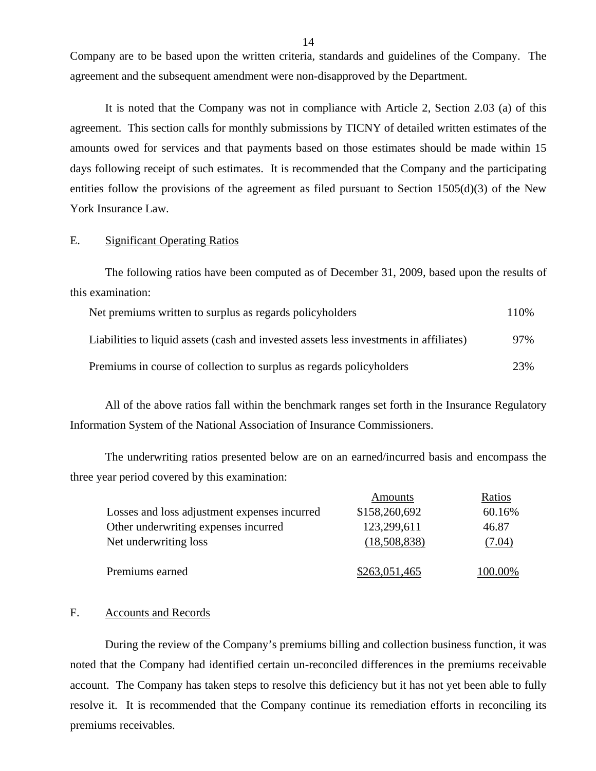Company are to be based upon the written criteria, standards and guidelines of the Company. The agreement and the subsequent amendment were non-disapproved by the Department.

It is noted that the Company was not in compliance with Article 2, Section 2.03 (a) of this agreement. This section calls for monthly submissions by TICNY of detailed written estimates of the amounts owed for services and that payments based on those estimates should be made within 15 days following receipt of such estimates. It is recommended that the Company and the participating entities follow the provisions of the agreement as filed pursuant to Section 1505(d)(3) of the New York Insurance Law.

## E. Significant Operating Ratios

The following ratios have been computed as of December 31, 2009, based upon the results of this examination:

| | |
|---|---|
| Net premiums written to surplus as regards policyholders | 110% |
| Liabilities to liquid assets (cash and invested assets less investments in affiliates) | 97% |
| Premiums in course of collection to surplus as regards policyholders | 23% |

All of the above ratios fall within the benchmark ranges set forth in the Insurance Regulatory Information System of the National Association of Insurance Commissioners.

The underwriting ratios presented below are on an earned/incurred basis and encompass the three year period covered by this examination:

| | Amounts | Ratios |
|---|---|---|
| Losses and loss adjustment expenses incurred | $158,260,692 | 60.16% |
| Other underwriting expenses incurred | 123,299,611 | 46.87 |
| Net underwriting loss | (18,508,838) | (7.04) |
| Premiums earned | $263,051,465 | 100.00% |

## F. Accounts and Records

During the review of the Company's premiums billing and collection business function, it was noted that the Company had identified certain un-reconciled differences in the premiums receivable account. The Company has taken steps to resolve this deficiency but it has not yet been able to fully resolve it. It is recommended that the Company continue its remediation efforts in reconciling its premiums receivables.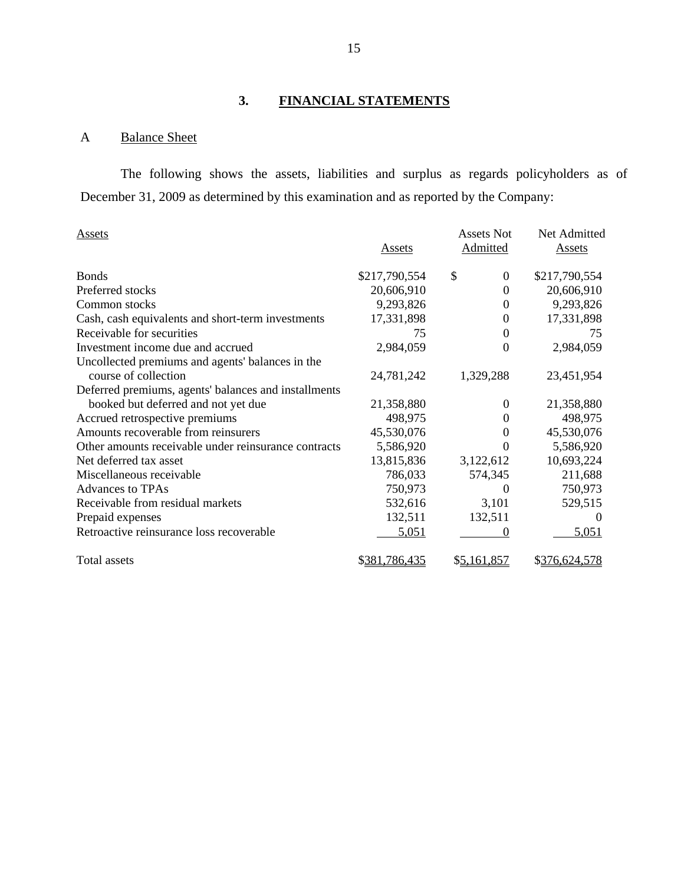## 3. FINANCIAL STATEMENTS

### A Balance Sheet

The following shows the assets, liabilities and surplus as regards policyholders as of December 31, 2009 as determined by this examination and as reported by the Company:

| Assets | Assets | Assets Not Admitted | Net Admitted Assets |
|---|---|---|---|
| Bonds | $217,790,554 | $ 0 | $217,790,554 |
| Preferred stocks | 20,606,910 | 0 | 20,606,910 |
| Common stocks | 9,293,826 | 0 | 9,293,826 |
| Cash, cash equivalents and short-term investments | 17,331,898 | 0 | 17,331,898 |
| Receivable for securities | 75 | 0 | 75 |
| Investment income due and accrued | 2,984,059 | 0 | 2,984,059 |
| Uncollected premiums and agents' balances in the course of collection | 24,781,242 | 1,329,288 | 23,451,954 |
| Deferred premiums, agents' balances and installments booked but deferred and not yet due | 21,358,880 | 0 | 21,358,880 |
| Accrued retrospective premiums | 498,975 | 0 | 498,975 |
| Amounts recoverable from reinsurers | 45,530,076 | 0 | 45,530,076 |
| Other amounts receivable under reinsurance contracts | 5,586,920 | 0 | 5,586,920 |
| Net deferred tax asset | 13,815,836 | 3,122,612 | 10,693,224 |
| Miscellaneous receivable | 786,033 | 574,345 | 211,688 |
| Advances to TPAs | 750,973 | 0 | 750,973 |
| Receivable from residual markets | 532,616 | 3,101 | 529,515 |
| Prepaid expenses | 132,511 | 132,511 | 0 |
| Retroactive reinsurance loss recoverable | 5,051 | 0 | 5,051 |
| Total assets | $381,786,435 | $5,161,857 | $376,624,578 |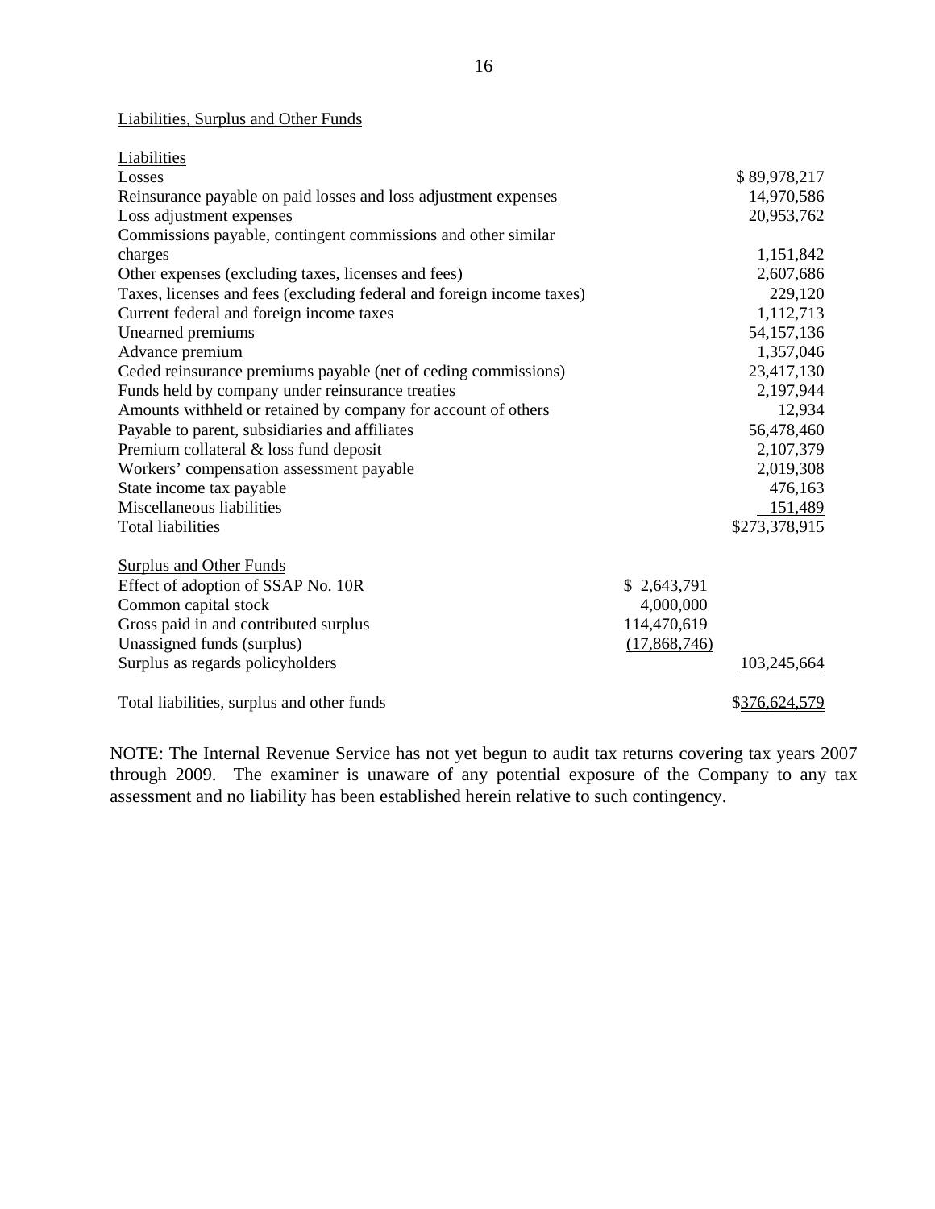Liabilities, Surplus and Other Funds

| Liabilities | | |
|---|---|---|
| Losses | | $ 89,978,217 |
| Reinsurance payable on paid losses and loss adjustment expenses | | 14,970,586 |
| Loss adjustment expenses | | 20,953,762 |
| Commissions payable, contingent commissions and other similar charges | | 1,151,842 |
| Other expenses (excluding taxes, licenses and fees) | | 2,607,686 |
| Taxes, licenses and fees (excluding federal and foreign income taxes) | | 229,120 |
| Current federal and foreign income taxes | | 1,112,713 |
| Unearned premiums | | 54,157,136 |
| Advance premium | | 1,357,046 |
| Ceded reinsurance premiums payable (net of ceding commissions) | | 23,417,130 |
| Funds held by company under reinsurance treaties | | 2,197,944 |
| Amounts withheld or retained by company for account of others | | 12,934 |
| Payable to parent, subsidiaries and affiliates | | 56,478,460 |
| Premium collateral & loss fund deposit | | 2,107,379 |
| Workers' compensation assessment payable | | 2,019,308 |
| State income tax payable | | 476,163 |
| Miscellaneous liabilities | | 151,489 |
| Total liabilities | | $273,378,915 |
| | | |
| Surplus and Other Funds | | |
| Effect of adoption of SSAP No. 10R | $ 2,643,791 | |
| Common capital stock | 4,000,000 | |
| Gross paid in and contributed surplus | 114,470,619 | |
| Unassigned funds (surplus) | (17,868,746) | |
| Surplus as regards policyholders | | 103,245,664 |
| | | |
| Total liabilities, surplus and other funds | | $376,624,579 |

NOTE: The Internal Revenue Service has not yet begun to audit tax returns covering tax years 2007 through 2009. The examiner is unaware of any potential exposure of the Company to any tax assessment and no liability has been established herein relative to such contingency.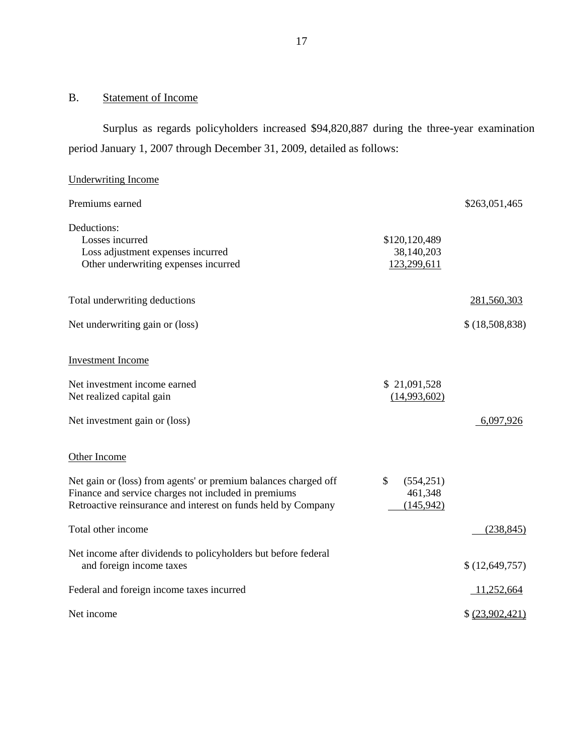## B. Statement of Income

Surplus as regards policyholders increased $94,820,887 during the three-year examination period January 1, 2007 through December 31, 2009, detailed as follows:

| | | |
|---|---|---|
| Underwriting Income | | |
| Premiums earned | | $263,051,465 |
| Deductions: | | |
| Losses incurred | $120,120,489 | |
| Loss adjustment expenses incurred | 38,140,203 | |
| Other underwriting expenses incurred | 123,299,611 | |
| Total underwriting deductions | | 281,560,303 |
| Net underwriting gain or (loss) | | $ (18,508,838) |
| Investment Income | | |
| Net investment income earned | $ 21,091,528 | |
| Net realized capital gain | (14,993,602) | |
| Net investment gain or (loss) | | 6,097,926 |
| Other Income | | |
| Net gain or (loss) from agents' or premium balances charged off | $ (554,251) | |
| Finance and service charges not included in premiums | 461,348 | |
| Retroactive reinsurance and interest on funds held by Company | (145,942) | |
| Total other income | | (238,845) |
| Net income after dividends to policyholders but before federal and foreign income taxes | | $ (12,649,757) |
| Federal and foreign income taxes incurred | | 11,252,664 |
| Net income | | $ (23,902,421) |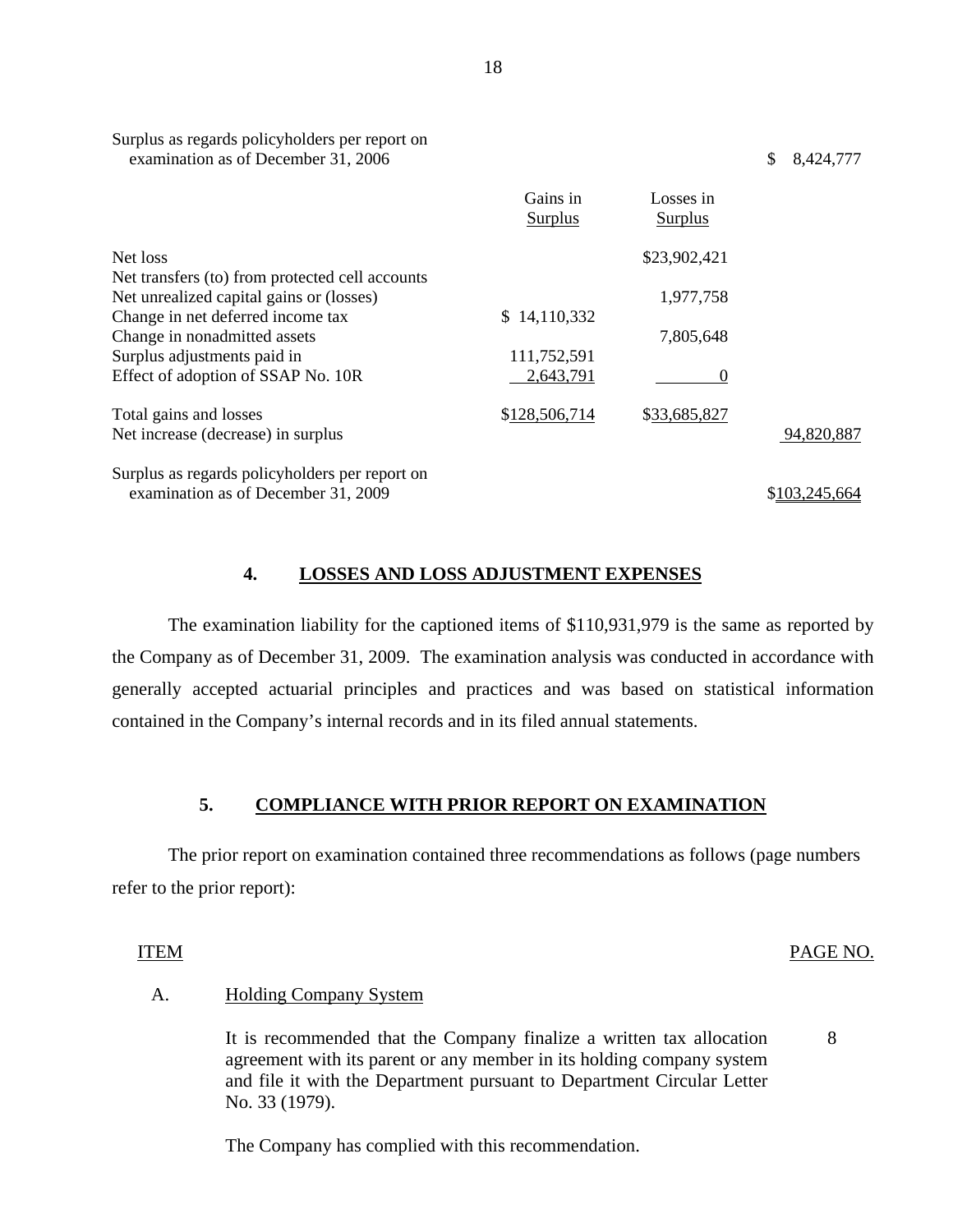| | Gains in Surplus | Losses in Surplus | |
|---|---|---|---|
| Surplus as regards policyholders per report on examination as of December 31, 2006 | | | $ 8,424,777 |
| Net loss | | $23,902,421 | |
| Net transfers (to) from protected cell accounts | | | |
| Net unrealized capital gains or (losses) | | 1,977,758 | |
| Change in net deferred income tax | $ 14,110,332 | | |
| Change in nonadmitted assets | | 7,805,648 | |
| Surplus adjustments paid in | 111,752,591 | | |
| Effect of adoption of SSAP No. 10R | 2,643,791 | 0 | |
| Total gains and losses | $128,506,714 | $33,685,827 | |
| Net increase (decrease) in surplus | | | 94,820,887 |
| Surplus as regards policyholders per report on examination as of December 31, 2009 | | | $103,245,664 |

## 4. LOSSES AND LOSS ADJUSTMENT EXPENSES

The examination liability for the captioned items of $110,931,979 is the same as reported by the Company as of December 31, 2009. The examination analysis was conducted in accordance with generally accepted actuarial principles and practices and was based on statistical information contained in the Company's internal records and in its filed annual statements.

## 5. COMPLIANCE WITH PRIOR REPORT ON EXAMINATION

The prior report on examination contained three recommendations as follows (page numbers refer to the prior report):

| ITEM | | PAGE NO. |
|---|---|---|
| A. | Holding Company System | |
| | It is recommended that the Company finalize a written tax allocation agreement with its parent or any member in its holding company system and file it with the Department pursuant to Department Circular Letter No. 33 (1979). | 8 |
| | The Company has complied with this recommendation. | |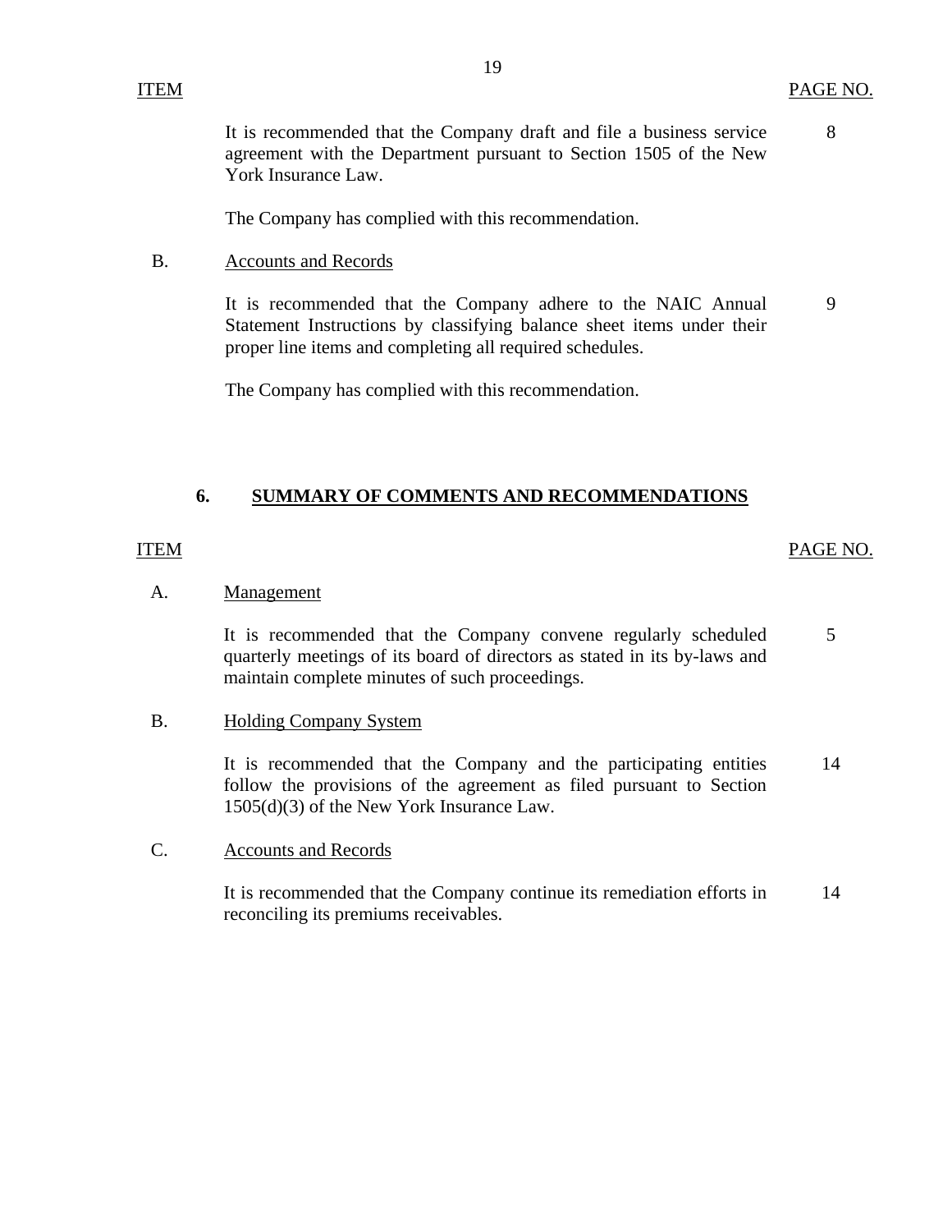| ITEM | | PAGE NO. |
|---|---|---|
| | It is recommended that the Company draft and file a business service agreement with the Department pursuant to Section 1505 of the New York Insurance Law. | 8 |
| | The Company has complied with this recommendation. | |
| B. | Accounts and Records | |
| | It is recommended that the Company adhere to the NAIC Annual Statement Instructions by classifying balance sheet items under their proper line items and completing all required schedules. | 9 |
| | The Company has complied with this recommendation. | |

## 6. SUMMARY OF COMMENTS AND RECOMMENDATIONS

| ITEM | | PAGE NO. |
|---|---|---|
| A. | Management | |
| | It is recommended that the Company convene regularly scheduled quarterly meetings of its board of directors as stated in its by-laws and maintain complete minutes of such proceedings. | 5 |
| B. | Holding Company System | |
| | It is recommended that the Company and the participating entities follow the provisions of the agreement as filed pursuant to Section 1505(d)(3) of the New York Insurance Law. | 14 |
| C. | Accounts and Records | |
| | It is recommended that the Company continue its remediation efforts in reconciling its premiums receivables. | 14 |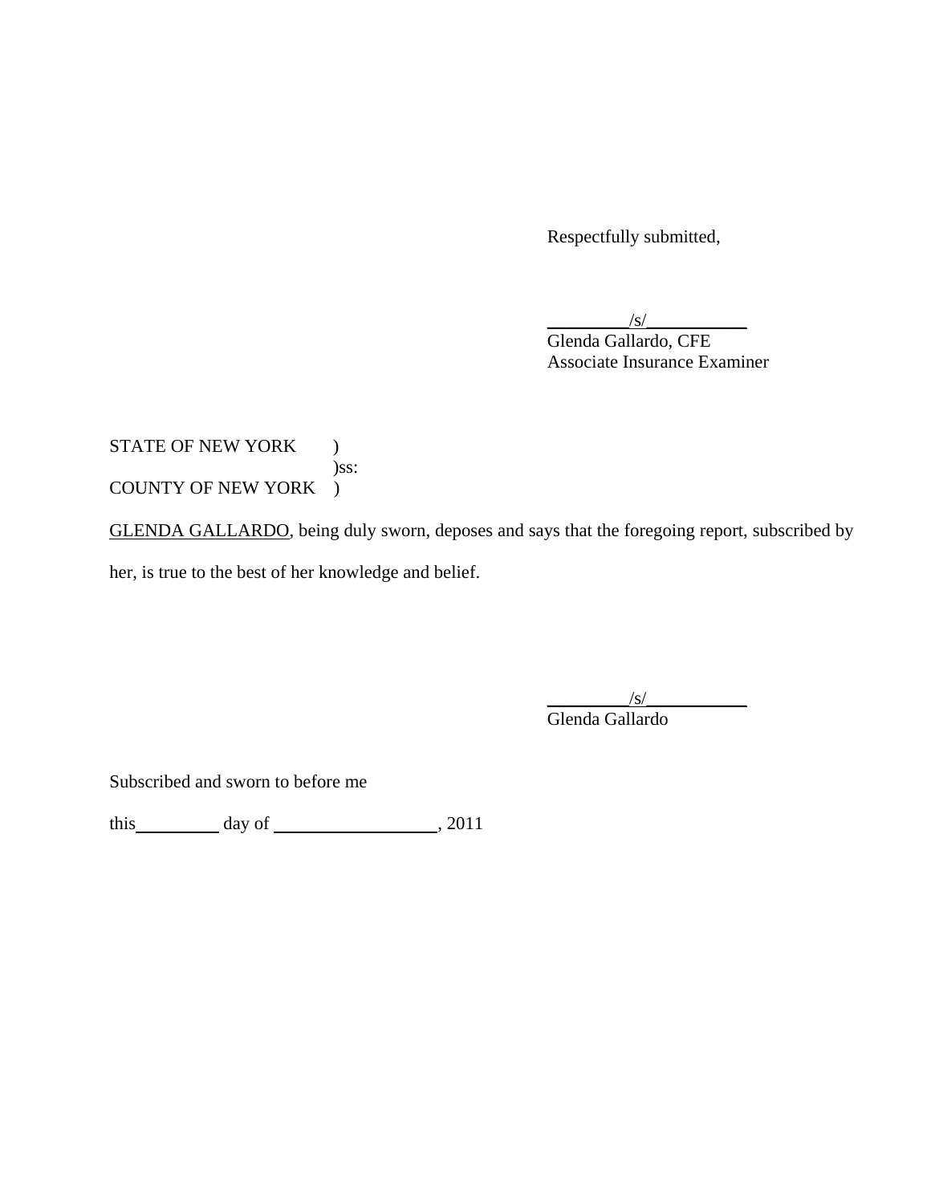Respectfully submitted,

_________/s/___________
Glenda Gallardo, CFE
Associate Insurance Examiner

STATE OF NEW YORK )
)ss:
COUNTY OF NEW YORK )

GLENDA GALLARDO, being duly sworn, deposes and says that the foregoing report, subscribed by her, is true to the best of her knowledge and belief.

_________/s/___________
Glenda Gallardo

Subscribed and sworn to before me

this_________ day of __________________, 2011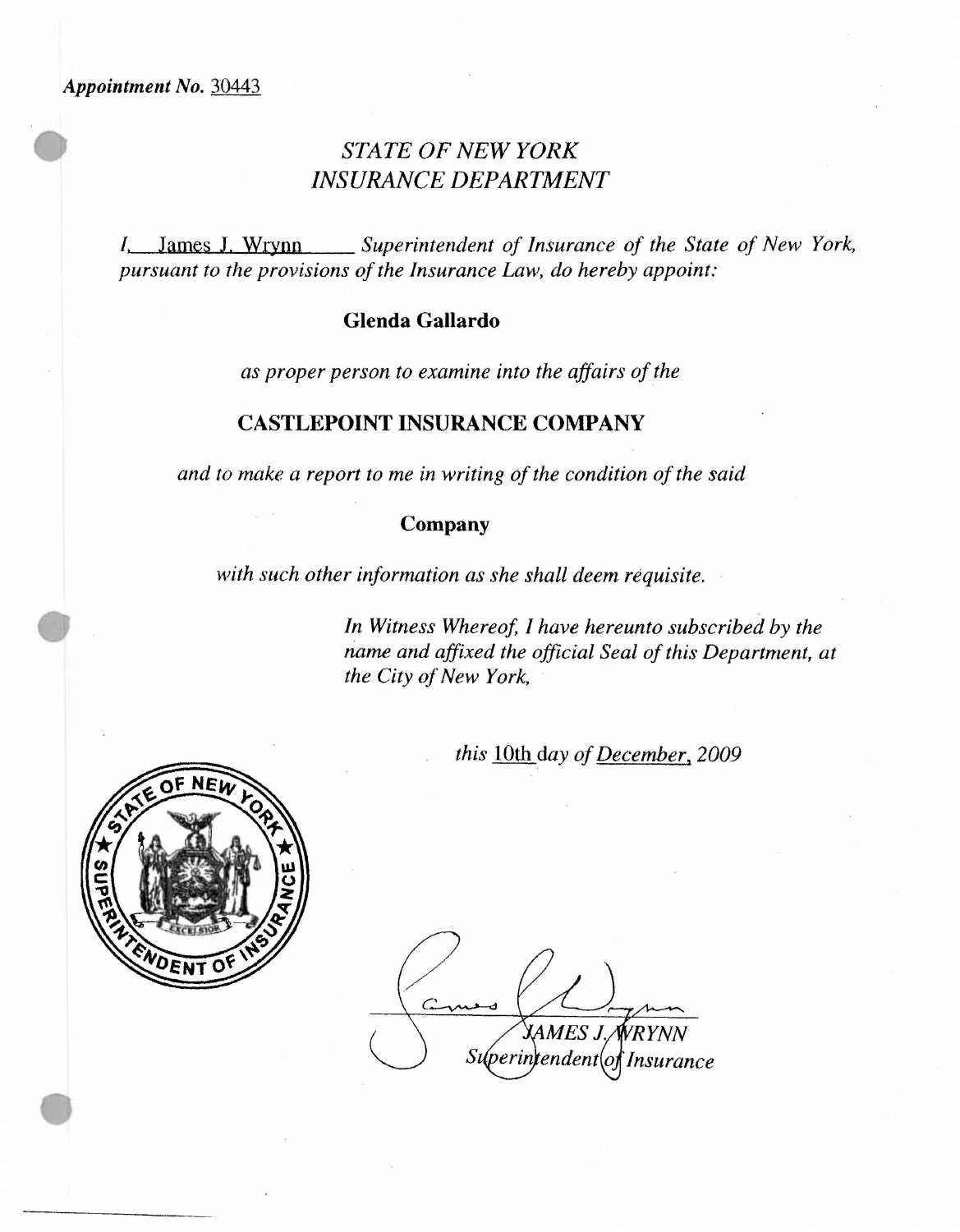*Appointment No.* 30443

## *STATE OF NEW YORK*
## *INSURANCE DEPARTMENT*

*I,* James J. Wrynn *Superintendent of Insurance of the State of New York, pursuant to the provisions of the Insurance Law, do hereby appoint:*

**Glenda Gallardo**

*as proper person to examine into the affairs of the*

**CASTLEPOINT INSURANCE COMPANY**

*and to make a report to me in writing of the condition of the said*

**Company**

*with such other information as she shall deem requisite.*

*In Witness Whereof, I have hereunto subscribed by the name and affixed the official Seal of this Department, at the City of New York,*

*this* 10th *day of* December, *2009*

STATE OF NEW YORK ★ SUPERINTENDENT OF INSURANCE ★

EXCELSIOR

*JAMES J. WRYNN*
*Superintendent of Insurance*